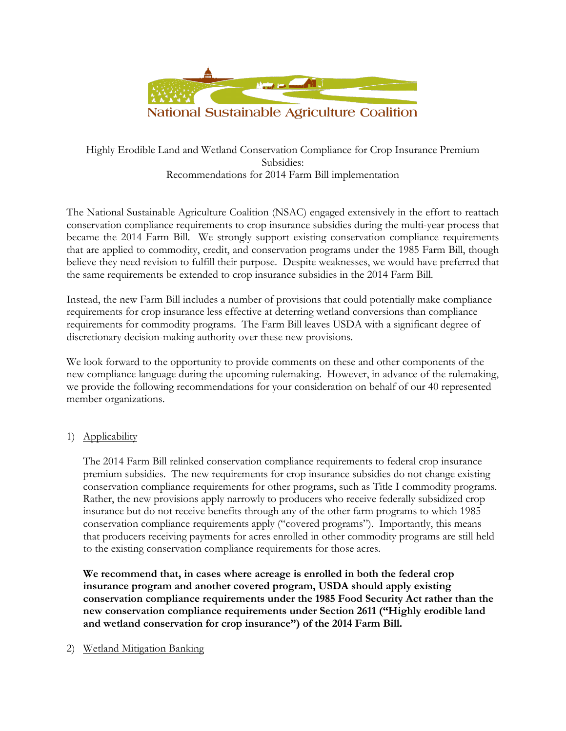National Sustainable Agriculture Coalition

Highly Erodible Land and Wetland Conservation Compliance for Crop Insurance Premium Subsidies:
Recommendations for 2014 Farm Bill implementation

The National Sustainable Agriculture Coalition (NSAC) engaged extensively in the effort to reattach conservation compliance requirements to crop insurance subsidies during the multi-year process that became the 2014 Farm Bill. We strongly support existing conservation compliance requirements that are applied to commodity, credit, and conservation programs under the 1985 Farm Bill, though believe they need revision to fulfill their purpose. Despite weaknesses, we would have preferred that the same requirements be extended to crop insurance subsidies in the 2014 Farm Bill.

Instead, the new Farm Bill includes a number of provisions that could potentially make compliance requirements for crop insurance less effective at deterring wetland conversions than compliance requirements for commodity programs. The Farm Bill leaves USDA with a significant degree of discretionary decision-making authority over these new provisions.

We look forward to the opportunity to provide comments on these and other components of the new compliance language during the upcoming rulemaking. However, in advance of the rulemaking, we provide the following recommendations for your consideration on behalf of our 40 represented member organizations.

1) Applicability

   The 2014 Farm Bill relinked conservation compliance requirements to federal crop insurance premium subsidies. The new requirements for crop insurance subsidies do not change existing conservation compliance requirements for other programs, such as Title I commodity programs. Rather, the new provisions apply narrowly to producers who receive federally subsidized crop insurance but do not receive benefits through any of the other farm programs to which 1985 conservation compliance requirements apply ("covered programs"). Importantly, this means that producers receiving payments for acres enrolled in other commodity programs are still held to the existing conservation compliance requirements for those acres.

   **We recommend that, in cases where acreage is enrolled in both the federal crop insurance program and another covered program, USDA should apply existing conservation compliance requirements under the 1985 Food Security Act rather than the new conservation compliance requirements under Section 2611 ("Highly erodible land and wetland conservation for crop insurance") of the 2014 Farm Bill.**

2) Wetland Mitigation Banking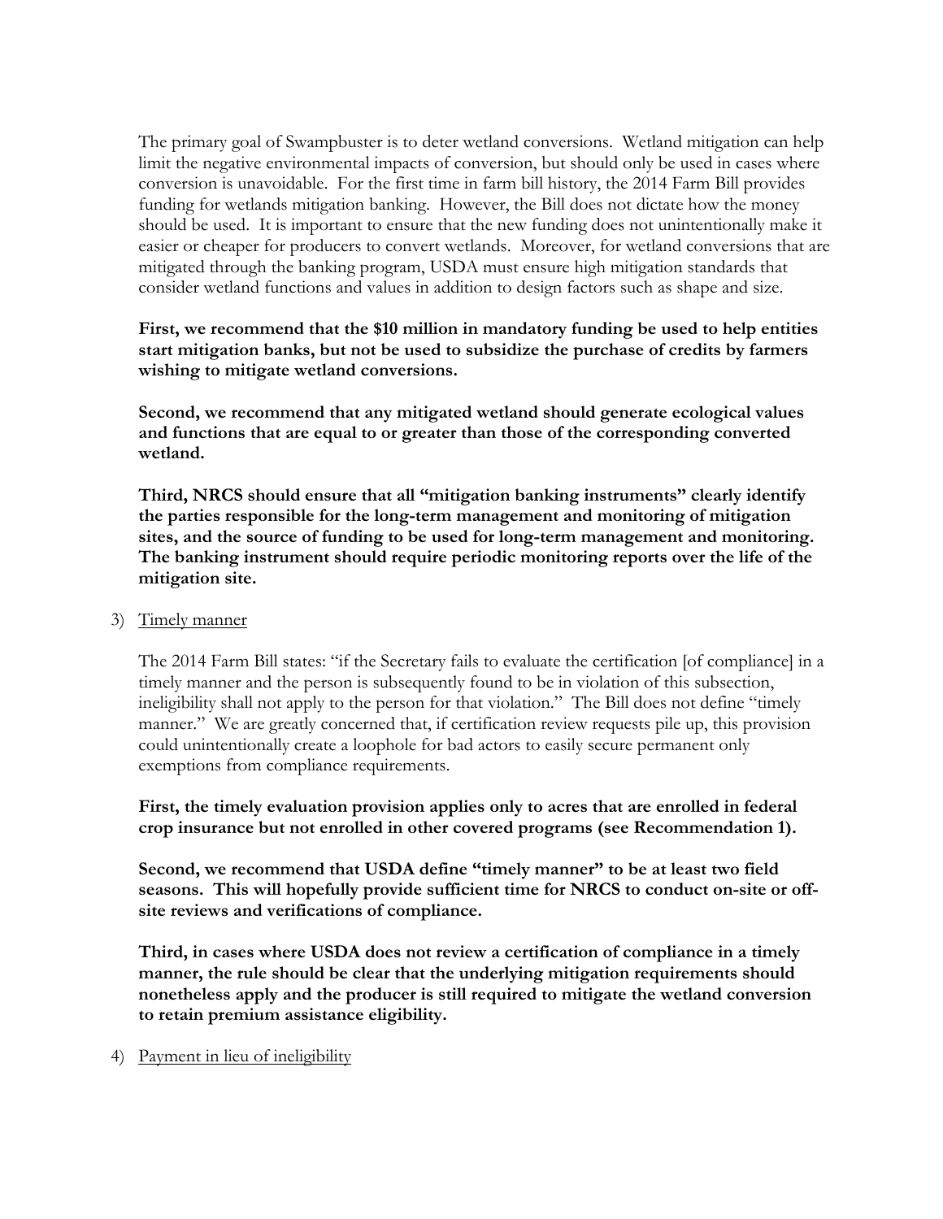The primary goal of Swampbuster is to deter wetland conversions. Wetland mitigation can help limit the negative environmental impacts of conversion, but should only be used in cases where conversion is unavoidable. For the first time in farm bill history, the 2014 Farm Bill provides funding for wetlands mitigation banking. However, the Bill does not dictate how the money should be used. It is important to ensure that the new funding does not unintentionally make it easier or cheaper for producers to convert wetlands. Moreover, for wetland conversions that are mitigated through the banking program, USDA must ensure high mitigation standards that consider wetland functions and values in addition to design factors such as shape and size.

**First, we recommend that the $10 million in mandatory funding be used to help entities start mitigation banks, but not be used to subsidize the purchase of credits by farmers wishing to mitigate wetland conversions.**

**Second, we recommend that any mitigated wetland should generate ecological values and functions that are equal to or greater than those of the corresponding converted wetland.**

**Third, NRCS should ensure that all "mitigation banking instruments" clearly identify the parties responsible for the long-term management and monitoring of mitigation sites, and the source of funding to be used for long-term management and monitoring. The banking instrument should require periodic monitoring reports over the life of the mitigation site.**

3) Timely manner

The 2014 Farm Bill states: "if the Secretary fails to evaluate the certification [of compliance] in a timely manner and the person is subsequently found to be in violation of this subsection, ineligibility shall not apply to the person for that violation." The Bill does not define "timely manner." We are greatly concerned that, if certification review requests pile up, this provision could unintentionally create a loophole for bad actors to easily secure permanent only exemptions from compliance requirements.

**First, the timely evaluation provision applies only to acres that are enrolled in federal crop insurance but not enrolled in other covered programs (see Recommendation 1).**

**Second, we recommend that USDA define "timely manner" to be at least two field seasons. This will hopefully provide sufficient time for NRCS to conduct on-site or off-site reviews and verifications of compliance.**

**Third, in cases where USDA does not review a certification of compliance in a timely manner, the rule should be clear that the underlying mitigation requirements should nonetheless apply and the producer is still required to mitigate the wetland conversion to retain premium assistance eligibility.**

4) Payment in lieu of ineligibility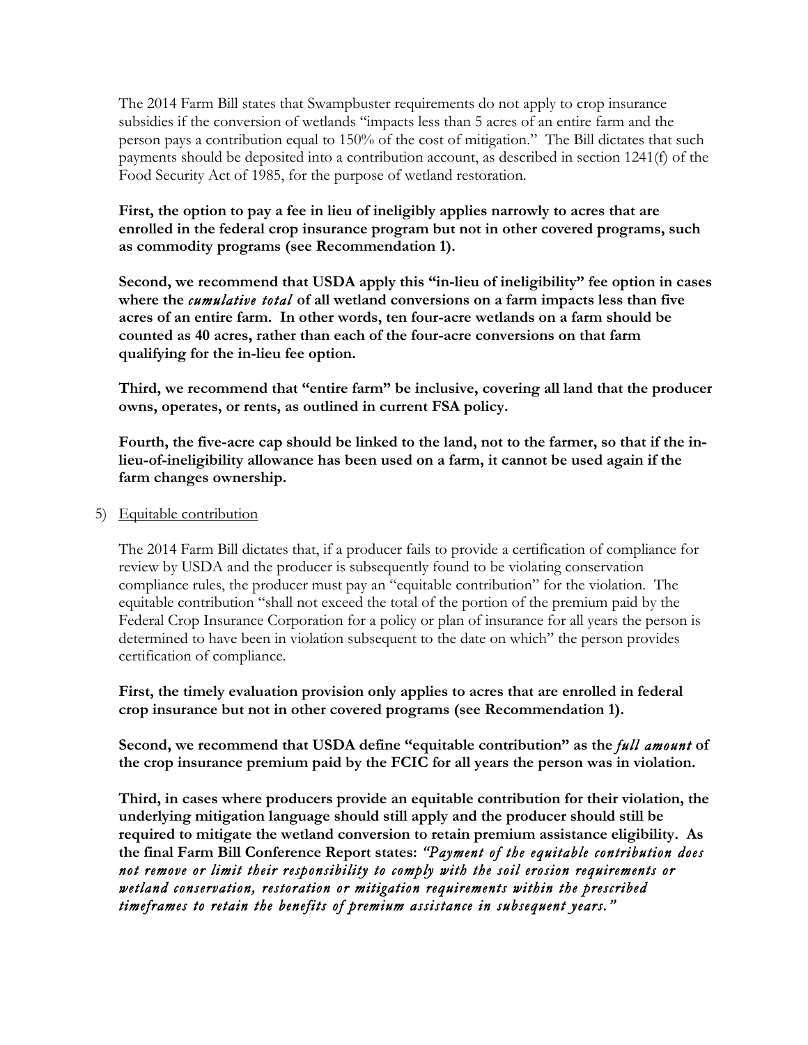The 2014 Farm Bill states that Swampbuster requirements do not apply to crop insurance subsidies if the conversion of wetlands "impacts less than 5 acres of an entire farm and the person pays a contribution equal to 150% of the cost of mitigation." The Bill dictates that such payments should be deposited into a contribution account, as described in section 1241(f) of the Food Security Act of 1985, for the purpose of wetland restoration.

**First, the option to pay a fee in lieu of ineligibly applies narrowly to acres that are enrolled in the federal crop insurance program but not in other covered programs, such as commodity programs (see Recommendation 1).**

**Second, we recommend that USDA apply this "in-lieu of ineligibility" fee option in cases where the *cumulative total* of all wetland conversions on a farm impacts less than five acres of an entire farm. In other words, ten four-acre wetlands on a farm should be counted as 40 acres, rather than each of the four-acre conversions on that farm qualifying for the in-lieu fee option.**

**Third, we recommend that "entire farm" be inclusive, covering all land that the producer owns, operates, or rents, as outlined in current FSA policy.**

**Fourth, the five-acre cap should be linked to the land, not to the farmer, so that if the in-lieu-of-ineligibility allowance has been used on a farm, it cannot be used again if the farm changes ownership.**

5) Equitable contribution

The 2014 Farm Bill dictates that, if a producer fails to provide a certification of compliance for review by USDA and the producer is subsequently found to be violating conservation compliance rules, the producer must pay an "equitable contribution" for the violation. The equitable contribution "shall not exceed the total of the portion of the premium paid by the Federal Crop Insurance Corporation for a policy or plan of insurance for all years the person is determined to have been in violation subsequent to the date on which" the person provides certification of compliance.

**First, the timely evaluation provision only applies to acres that are enrolled in federal crop insurance but not in other covered programs (see Recommendation 1).**

**Second, we recommend that USDA define "equitable contribution" as the *full amount* of the crop insurance premium paid by the FCIC for all years the person was in violation.**

**Third, in cases where producers provide an equitable contribution for their violation, the underlying mitigation language should still apply and the producer should still be required to mitigate the wetland conversion to retain premium assistance eligibility. As the final Farm Bill Conference Report states: *"Payment of the equitable contribution does not remove or limit their responsibility to comply with the soil erosion requirements or wetland conservation, restoration or mitigation requirements within the prescribed timeframes to retain the benefits of premium assistance in subsequent years."***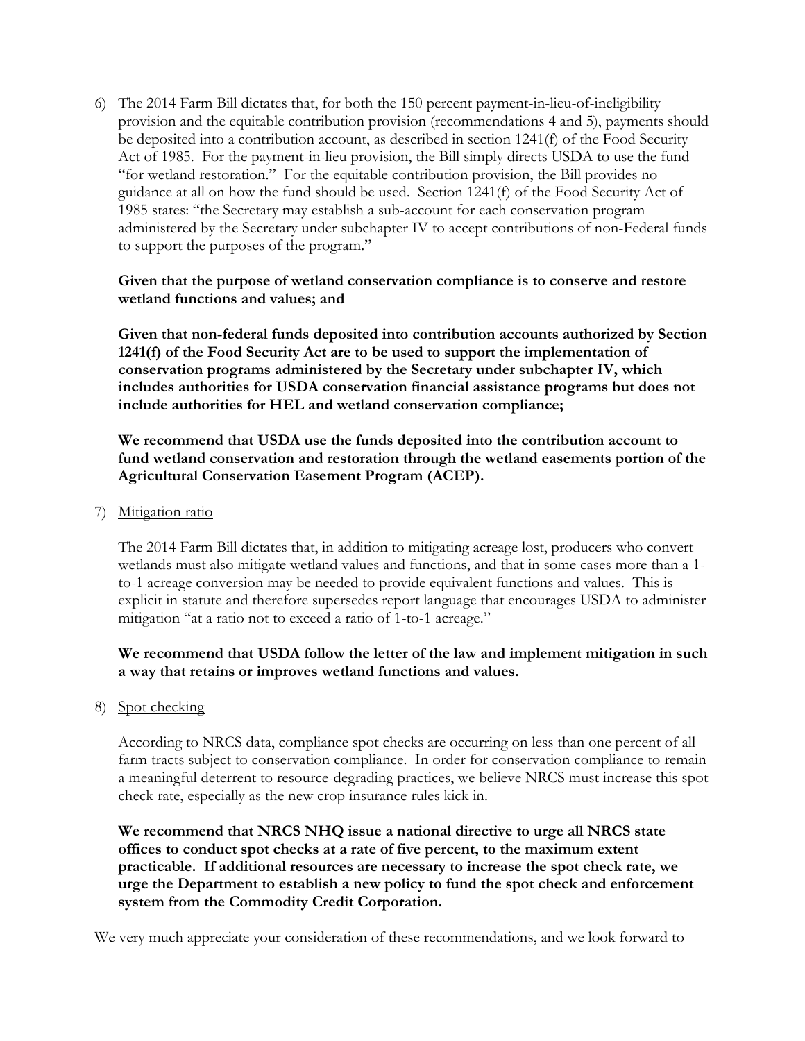6) The 2014 Farm Bill dictates that, for both the 150 percent payment-in-lieu-of-ineligibility provision and the equitable contribution provision (recommendations 4 and 5), payments should be deposited into a contribution account, as described in section 1241(f) of the Food Security Act of 1985. For the payment-in-lieu provision, the Bill simply directs USDA to use the fund "for wetland restoration." For the equitable contribution provision, the Bill provides no guidance at all on how the fund should be used. Section 1241(f) of the Food Security Act of 1985 states: "the Secretary may establish a sub-account for each conservation program administered by the Secretary under subchapter IV to accept contributions of non-Federal funds to support the purposes of the program."

   **Given that the purpose of wetland conservation compliance is to conserve and restore wetland functions and values; and**

   **Given that non-federal funds deposited into contribution accounts authorized by Section 1241(f) of the Food Security Act are to be used to support the implementation of conservation programs administered by the Secretary under subchapter IV, which includes authorities for USDA conservation financial assistance programs but does not include authorities for HEL and wetland conservation compliance;**

   **We recommend that USDA use the funds deposited into the contribution account to fund wetland conservation and restoration through the wetland easements portion of the Agricultural Conservation Easement Program (ACEP).**

7) <u>Mitigation ratio</u>

   The 2014 Farm Bill dictates that, in addition to mitigating acreage lost, producers who convert wetlands must also mitigate wetland values and functions, and that in some cases more than a 1-to-1 acreage conversion may be needed to provide equivalent functions and values. This is explicit in statute and therefore supersedes report language that encourages USDA to administer mitigation "at a ratio not to exceed a ratio of 1-to-1 acreage."

   **We recommend that USDA follow the letter of the law and implement mitigation in such a way that retains or improves wetland functions and values.**

8) <u>Spot checking</u>

   According to NRCS data, compliance spot checks are occurring on less than one percent of all farm tracts subject to conservation compliance. In order for conservation compliance to remain a meaningful deterrent to resource-degrading practices, we believe NRCS must increase this spot check rate, especially as the new crop insurance rules kick in.

   **We recommend that NRCS NHQ issue a national directive to urge all NRCS state offices to conduct spot checks at a rate of five percent, to the maximum extent practicable. If additional resources are necessary to increase the spot check rate, we urge the Department to establish a new policy to fund the spot check and enforcement system from the Commodity Credit Corporation.**

We very much appreciate your consideration of these recommendations, and we look forward to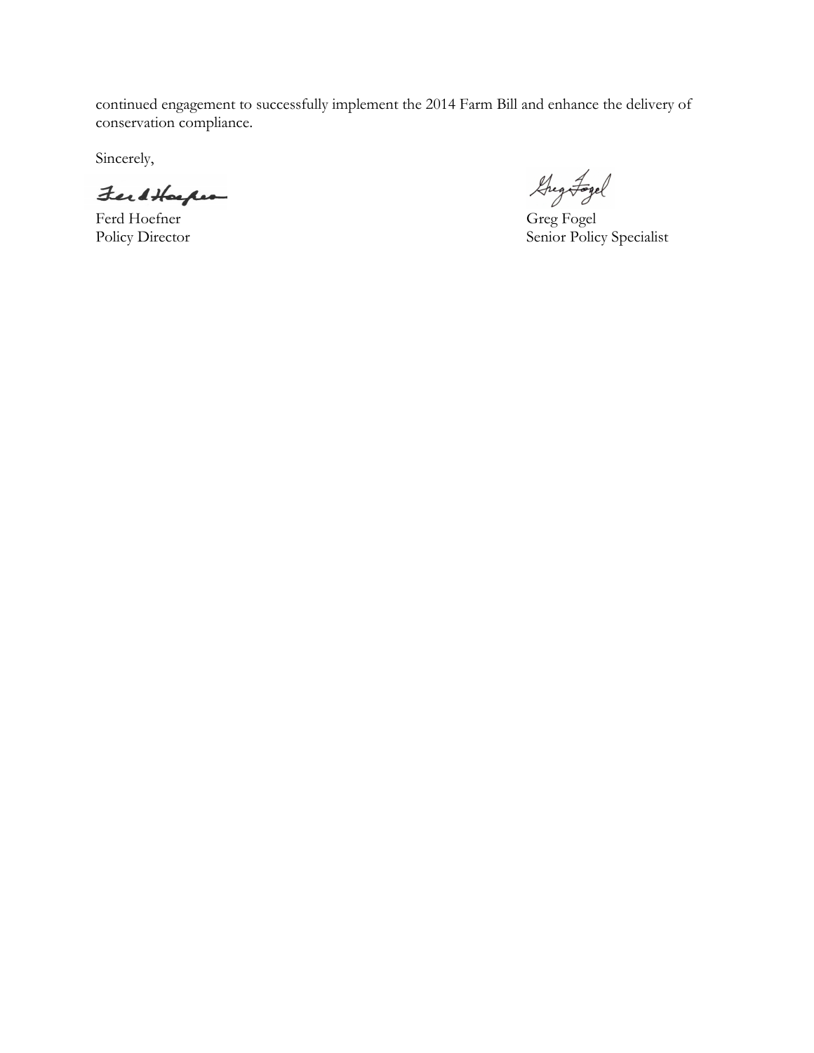continued engagement to successfully implement the 2014 Farm Bill and enhance the delivery of conservation compliance.

Sincerely,

Ferd Hoefner
Policy Director

Greg Fogel
Senior Policy Specialist